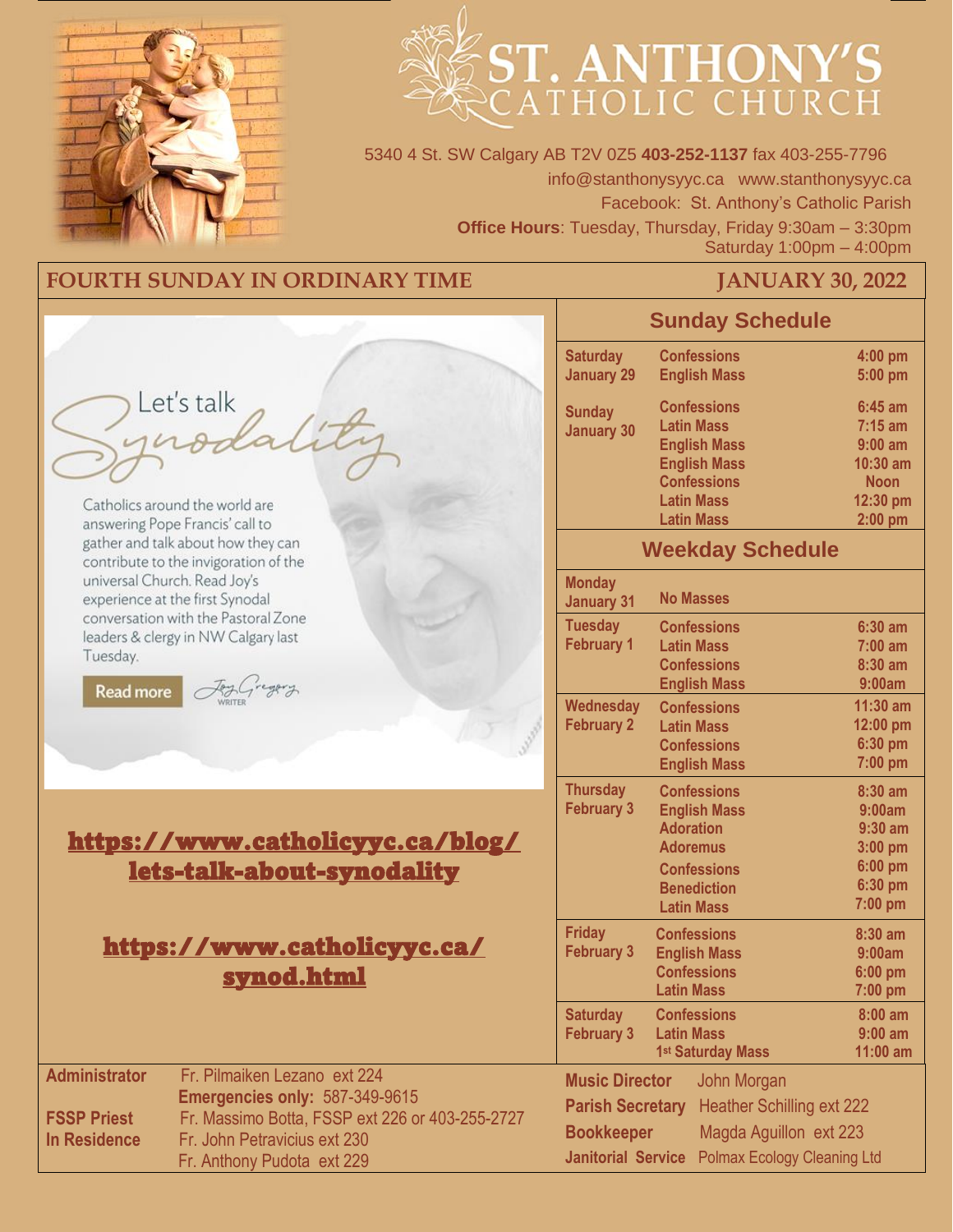# ST. ANTHONY'S CATHOLIC CHURCH

5340 4 St. SW Calgary AB T2V 0Z5 **403-252-1137** fax 403-255-7796
info@stanthonysyyc.ca www.stanthonysyyc.ca
Facebook: St. Anthony's Catholic Parish
**Office Hours**: Tuesday, Thursday, Friday 9:30am – 3:30pm
Saturday 1:00pm – 4:00pm

## FOURTH SUNDAY IN ORDINARY TIME — JANUARY 30, 2022

### Let's talk Synodality

Catholics around the world are answering Pope Francis' call to gather and talk about how they can contribute to the invigoration of the universal Church. Read Joy's experience at the first Synodal conversation with the Pastoral Zone leaders & clergy in NW Calgary last Tuesday.

Read more — Joy Gregory, WRITER

**https://www.catholicyyc.ca/blog/lets-talk-about-synodality**

**https://www.catholicyyc.ca/synod.html**

### Sunday Schedule

| Day | Service | Time |
|---|---|---|
| Saturday January 29 | Confessions | 4:00 pm |
| | English Mass | 5:00 pm |
| Sunday January 30 | Confessions | 6:45 am |
| | Latin Mass | 7:15 am |
| | English Mass | 9:00 am |
| | English Mass | 10:30 am |
| | Confessions | Noon |
| | Latin Mass | 12:30 pm |
| | Latin Mass | 2:00 pm |

### Weekday Schedule

| Day | Service | Time |
|---|---|---|
| Monday January 31 | No Masses | |
| Tuesday February 1 | Confessions | 6:30 am |
| | Latin Mass | 7:00 am |
| | Confessions | 8:30 am |
| | English Mass | 9:00am |
| Wednesday February 2 | Confessions | 11:30 am |
| | Latin Mass | 12:00 pm |
| | Confessions | 6:30 pm |
| | English Mass | 7:00 pm |
| Thursday February 3 | Confessions | 8:30 am |
| | English Mass | 9:00am |
| | Adoration | 9:30 am |
| | Adoremus | 3:00 pm |
| | Confessions | 6:00 pm |
| | Benediction | 6:30 pm |
| | Latin Mass | 7:00 pm |
| Friday February 3 | Confessions | 8:30 am |
| | English Mass | 9:00am |
| | Confessions | 6:00 pm |
| | Latin Mass | 7:00 pm |
| Saturday February 3 | Confessions | 8:00 am |
| | Latin Mass | 9:00 am |
| | 1st Saturday Mass | 11:00 am |

**Administrator** Fr. Pilmaiken Lezano ext 224
**Emergencies only:** 587-349-9615
**FSSP Priest** Fr. Massimo Botta, FSSP ext 226 or 403-255-2727
**In Residence** Fr. John Petravicius ext 230
Fr. Anthony Pudota ext 229

**Music Director** John Morgan
**Parish Secretary** Heather Schilling ext 222
**Bookkeeper** Magda Aguillon ext 223
**Janitorial Service** Polmax Ecology Cleaning Ltd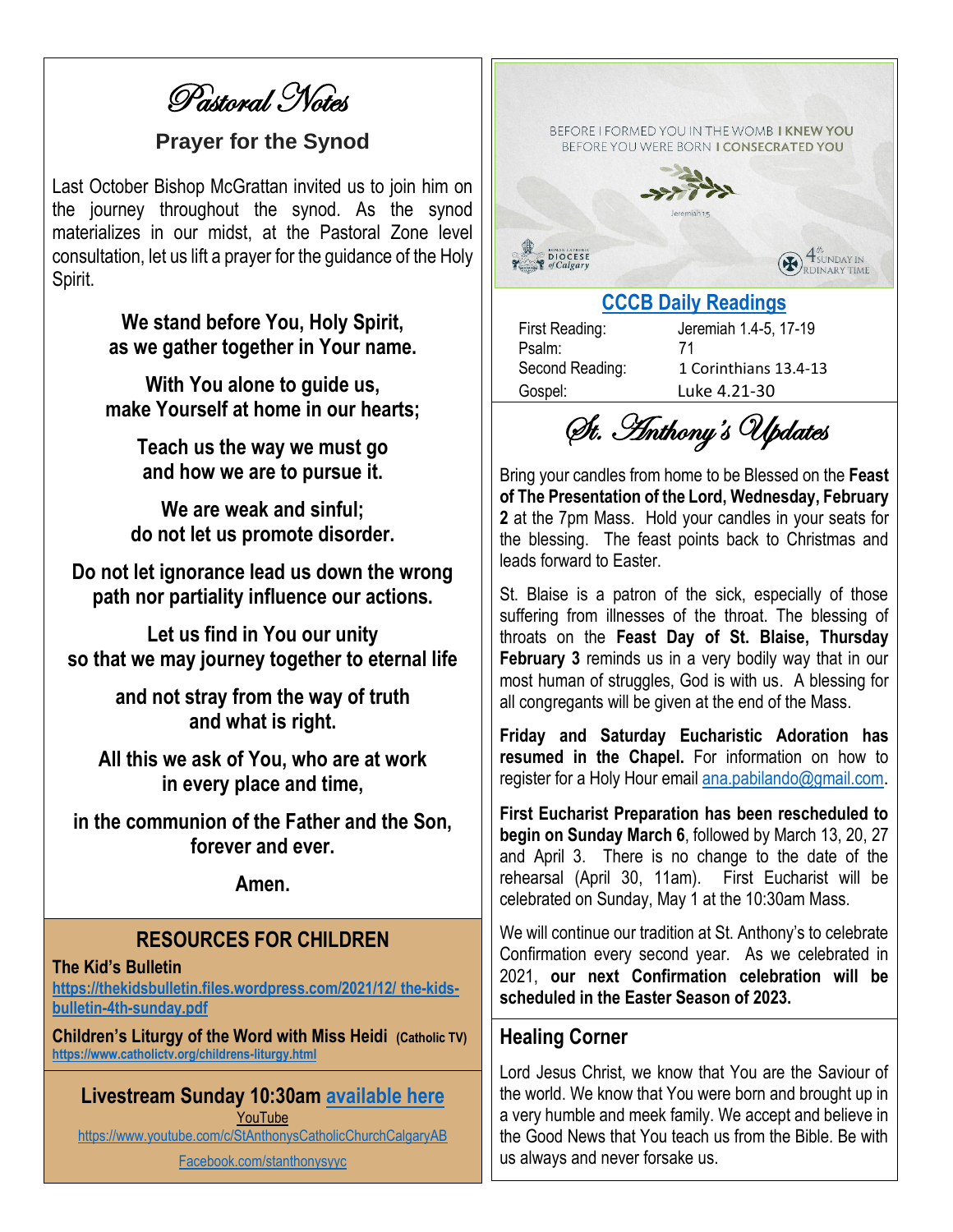# Pastoral Notes

## Prayer for the Synod

Last October Bishop McGrattan invited us to join him on the journey throughout the synod. As the synod materializes in our midst, at the Pastoral Zone level consultation, let us lift a prayer for the guidance of the Holy Spirit.

**We stand before You, Holy Spirit,
as we gather together in Your name.**

**With You alone to guide us,
make Yourself at home in our hearts;**

**Teach us the way we must go
and how we are to pursue it.**

**We are weak and sinful;
do not let us promote disorder.**

**Do not let ignorance lead us down the wrong path nor partiality influence our actions.**

**Let us find in You our unity
so that we may journey together to eternal life**

**and not stray from the way of truth
and what is right.**

**All this we ask of You, who are at work
in every place and time,**

**in the communion of the Father and the Son,
forever and ever.**

**Amen.**

## RESOURCES FOR CHILDREN

**The Kid's Bulletin**
https://thekidsbulletin.files.wordpress.com/2021/12/ the-kids-bulletin-4th-sunday.pdf

**Children's Liturgy of the Word with Miss Heidi** (Catholic TV)
https://www.catholictv.org/childrens-liturgy.html

## Livestream Sunday 10:30am available here

YouTube
https://www.youtube.com/c/StAnthonysCatholicChurchCalgaryAB

Facebook.com/stanthonysyyc

BEFORE I FORMED YOU IN THE WOMB **I KNEW YOU**
BEFORE YOU WERE BORN **I CONSECRATED YOU**

Jeremiah 1:5

Roman Catholic Diocese of Calgary — 4th Sunday in Ordinary Time

## CCCB Daily Readings

| | |
|---|---|
| First Reading: | Jeremiah 1.4-5, 17-19 |
| Psalm: | 71 |
| Second Reading: | 1 Corinthians 13.4-13 |
| Gospel: | Luke 4.21-30 |

# St. Anthony's Updates

Bring your candles from home to be Blessed on the **Feast of The Presentation of the Lord, Wednesday, February 2** at the 7pm Mass. Hold your candles in your seats for the blessing. The feast points back to Christmas and leads forward to Easter.

St. Blaise is a patron of the sick, especially of those suffering from illnesses of the throat. The blessing of throats on the **Feast Day of St. Blaise, Thursday February 3** reminds us in a very bodily way that in our most human of struggles, God is with us. A blessing for all congregants will be given at the end of the Mass.

**Friday and Saturday Eucharistic Adoration has resumed in the Chapel.** For information on how to register for a Holy Hour email ana.pabilando@gmail.com.

**First Eucharist Preparation has been rescheduled to begin on Sunday March 6**, followed by March 13, 20, 27 and April 3. There is no change to the date of the rehearsal (April 30, 11am). First Eucharist will be celebrated on Sunday, May 1 at the 10:30am Mass.

We will continue our tradition at St. Anthony's to celebrate Confirmation every second year. As we celebrated in 2021, **our next Confirmation celebration will be scheduled in the Easter Season of 2023.**

## Healing Corner

Lord Jesus Christ, we know that You are the Saviour of the world. We know that You were born and brought up in a very humble and meek family. We accept and believe in the Good News that You teach us from the Bible. Be with us always and never forsake us.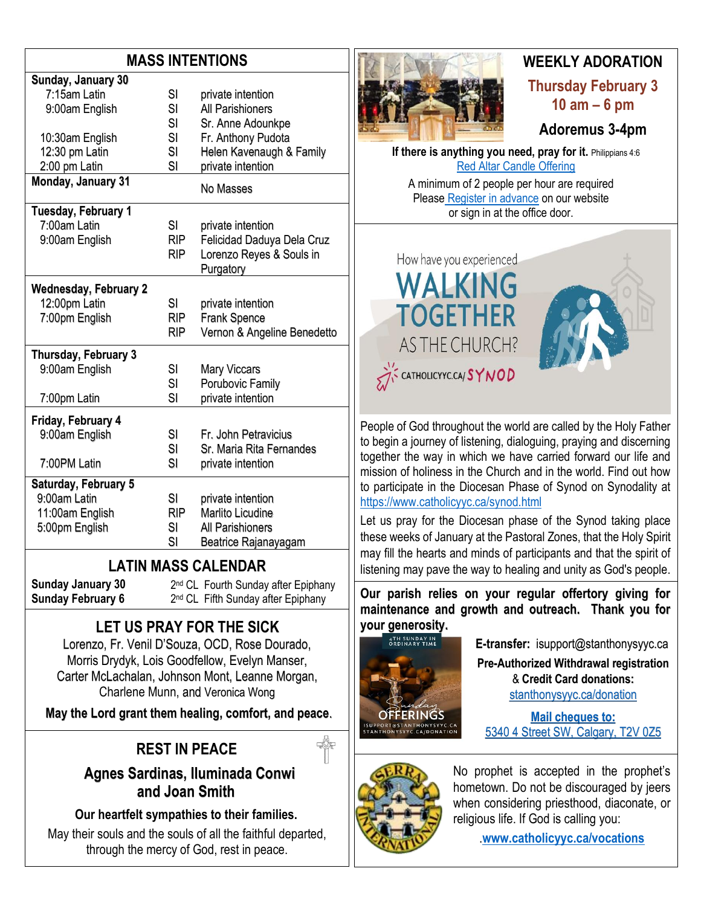## MASS INTENTIONS

| | | |
|---|---|---|
| **Sunday, January 30** | | |
| 7:15am Latin | SI | private intention |
| 9:00am English | SI | All Parishioners |
| | SI | Sr. Anne Adounkpe |
| 10:30am English | SI | Fr. Anthony Pudota |
| 12:30 pm Latin | SI | Helen Kavenaugh & Family |
| 2:00 pm Latin | SI | private intention |
| **Monday, January 31** | | No Masses |
| **Tuesday, February 1** | | |
| 7:00am Latin | SI | private intention |
| 9:00am English | RIP | Felicidad Daduya Dela Cruz |
| | RIP | Lorenzo Reyes & Souls in Purgatory |
| **Wednesday, February 2** | | |
| 12:00pm Latin | SI | private intention |
| 7:00pm English | RIP | Frank Spence |
| | RIP | Vernon & Angeline Benedetto |
| **Thursday, February 3** | | |
| 9:00am English | SI | Mary Viccars |
| | SI | Porubovic Family |
| 7:00pm Latin | SI | private intention |
| **Friday, February 4** | | |
| 9:00am English | SI | Fr. John Petravicius |
| | SI | Sr. Maria Rita Fernandes |
| 7:00PM Latin | SI | private intention |
| **Saturday, February 5** | | |
| 9:00am Latin | SI | private intention |
| 11:00am English | RIP | Marlito Licudine |
| 5:00pm English | SI | All Parishioners |
| | SI | Beatrice Rajanayagam |

## LATIN MASS CALENDAR

| | |
|---|---|
| **Sunday January 30** | 2nd CL Fourth Sunday after Epiphany |
| **Sunday February 6** | 2nd CL Fifth Sunday after Epiphany |

## LET US PRAY FOR THE SICK

Lorenzo, Fr. Venil D'Souza, OCD, Rose Dourado, Morris Drydyk, Lois Goodfellow, Evelyn Manser, Carter McLachalan, Johnson Mont, Leanne Morgan, Charlene Munn, and Veronica Wong

**May the Lord grant them healing, comfort, and peace.**

## REST IN PEACE

**Agnes Sardinas, Iluminada Conwi and Joan Smith**

**Our heartfelt sympathies to their families.**

May their souls and the souls of all the faithful departed, through the mercy of God, rest in peace.

## WEEKLY ADORATION

**Thursday February 3**
**10 am – 6 pm**

**Adoremus 3-4pm**

**If there is anything you need, pray for it.** Philippians 4:6

Red Altar Candle Offering

A minimum of 2 people per hour are required
Please Register in advance on our website or sign in at the office door.

How have you experienced WALKING TOGETHER AS THE CHURCH?
CATHOLICYYC.CA/SYNOD

People of God throughout the world are called by the Holy Father to begin a journey of listening, dialoguing, praying and discerning together the way in which we have carried forward our life and mission of holiness in the Church and in the world. Find out how to participate in the Diocesan Phase of Synod on Synodality at https://www.catholicyyc.ca/synod.html

Let us pray for the Diocesan phase of the Synod taking place these weeks of January at the Pastoral Zones, that the Holy Spirit may fill the hearts and minds of participants and that the spirit of listening may pave the way to healing and unity as God's people.

**Our parish relies on your regular offertory giving for maintenance and growth and outreach. Thank you for your generosity.**

**E-transfer:** isupport@stanthonysyyc.ca

**Pre-Authorized Withdrawal registration & Credit Card donations:**
stanthonysyyc.ca/donation

**Mail cheques to:**
5340 4 Street SW, Calgary, T2V 0Z5

No prophet is accepted in the prophet's hometown. Do not be discouraged by jeers when considering priesthood, diaconate, or religious life. If God is calling you:

**www.catholicyyc.ca/vocations**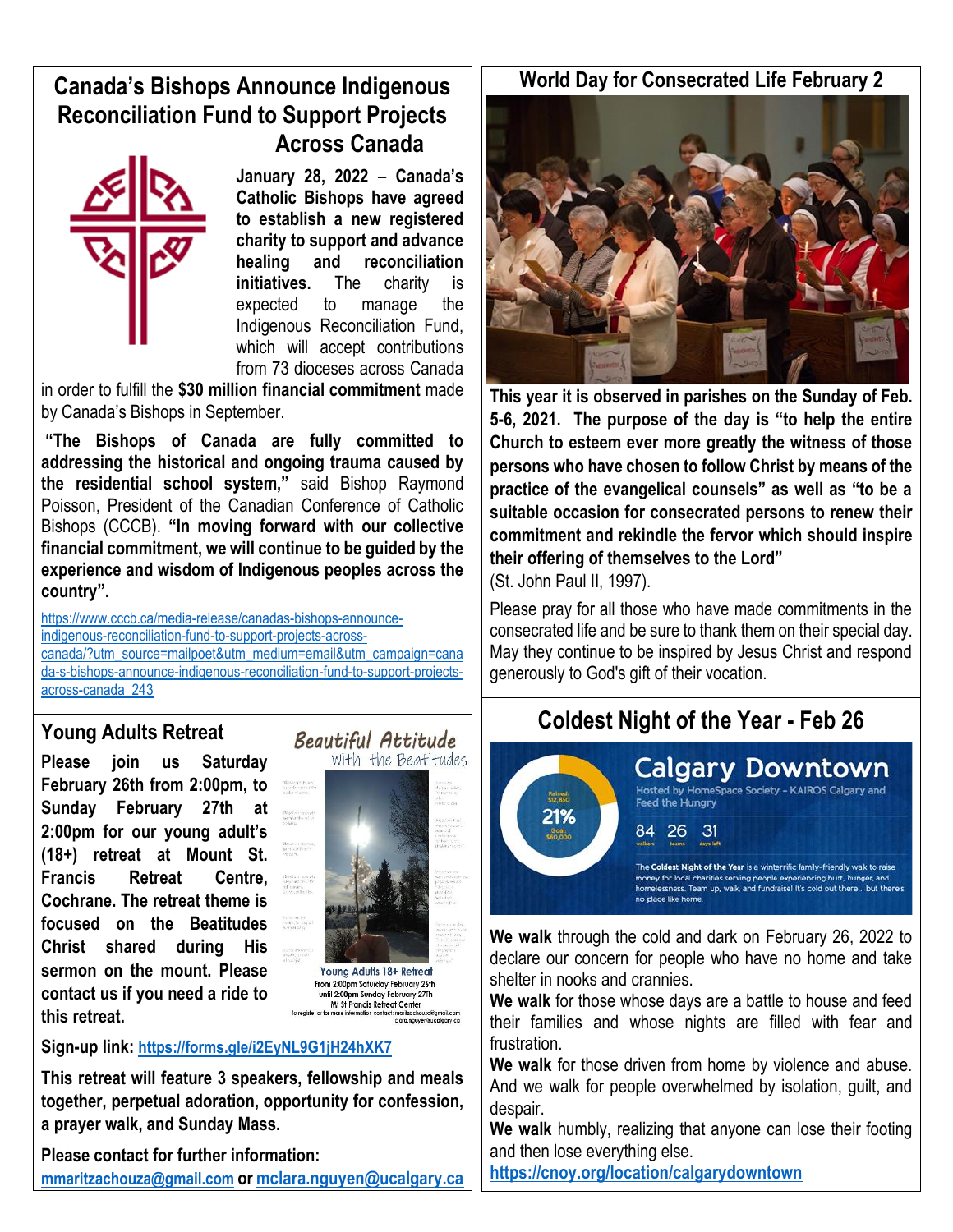## Canada's Bishops Announce Indigenous Reconciliation Fund to Support Projects Across Canada

**January 28, 2022 – Canada's Catholic Bishops have agreed to establish a new registered charity to support and advance healing and reconciliation initiatives.** The charity is expected to manage the Indigenous Reconciliation Fund, which will accept contributions from 73 dioceses across Canada in order to fulfill the **$30 million financial commitment** made by Canada's Bishops in September.

**"The Bishops of Canada are fully committed to addressing the historical and ongoing trauma caused by the residential school system,"** said Bishop Raymond Poisson, President of the Canadian Conference of Catholic Bishops (CCCB). **"In moving forward with our collective financial commitment, we will continue to be guided by the experience and wisdom of Indigenous peoples across the country".**

https://www.cccb.ca/media-release/canadas-bishops-announce-indigenous-reconciliation-fund-to-support-projects-across-canada/?utm_source=mailpoet&utm_medium=email&utm_campaign=canada-s-bishops-announce-indigenous-reconciliation-fund-to-support-projects-across-canada_243

## Young Adults Retreat

**Please join us Saturday February 26th from 2:00pm, to Sunday February 27th at 2:00pm for our young adult's (18+) retreat at Mount St. Francis Retreat Centre, Cochrane. The retreat theme is focused on the Beatitudes Christ shared during His sermon on the mount. Please contact us if you need a ride to this retreat.**

Beautiful Attitude with the Beatitudes

Young Adults 18+ Retreat
From 2:00pm Saturday February 26th
until 2:00pm Sunday February 27th
Mt St Francis Retreat Center

**Sign-up link: https://forms.gle/i2EyNL9G1jH24hXK7**

**This retreat will feature 3 speakers, fellowship and meals together, perpetual adoration, opportunity for confession, a prayer walk, and Sunday Mass.**

**Please contact for further information:**
**mmaritzachouza@gmail.com or mclara.nguyen@ucalgary.ca**

## World Day for Consecrated Life February 2

**This year it is observed in parishes on the Sunday of Feb. 5-6, 2021. The purpose of the day is "to help the entire Church to esteem ever more greatly the witness of those persons who have chosen to follow Christ by means of the practice of the evangelical counsels" as well as "to be a suitable occasion for consecrated persons to renew their commitment and rekindle the fervor which should inspire their offering of themselves to the Lord"**
(St. John Paul II, 1997).

Please pray for all those who have made commitments in the consecrated life and be sure to thank them on their special day. May they continue to be inspired by Jesus Christ and respond generously to God's gift of their vocation.

## Coldest Night of the Year - Feb 26

Calgary Downtown
Hosted by HomeSpace Society - KAIROS Calgary and Feed the Hungry

Raised: $12,850
21%
Goal: $60,000

84 walkers 26 teams 31 days left

The Coldest Night of the Year is a winterrific family-friendly walk to raise money for local charities serving people experiencing hurt, hunger, and homelessness. Team up, walk, and fundraise! It's cold out there... but there's no place like home.

**We walk** through the cold and dark on February 26, 2022 to declare our concern for people who have no home and take shelter in nooks and crannies.

**We walk** for those whose days are a battle to house and feed their families and whose nights are filled with fear and frustration.

**We walk** for those driven from home by violence and abuse. And we walk for people overwhelmed by isolation, guilt, and despair.

**We walk** humbly, realizing that anyone can lose their footing and then lose everything else.

**https://cnoy.org/location/calgarydowntown**